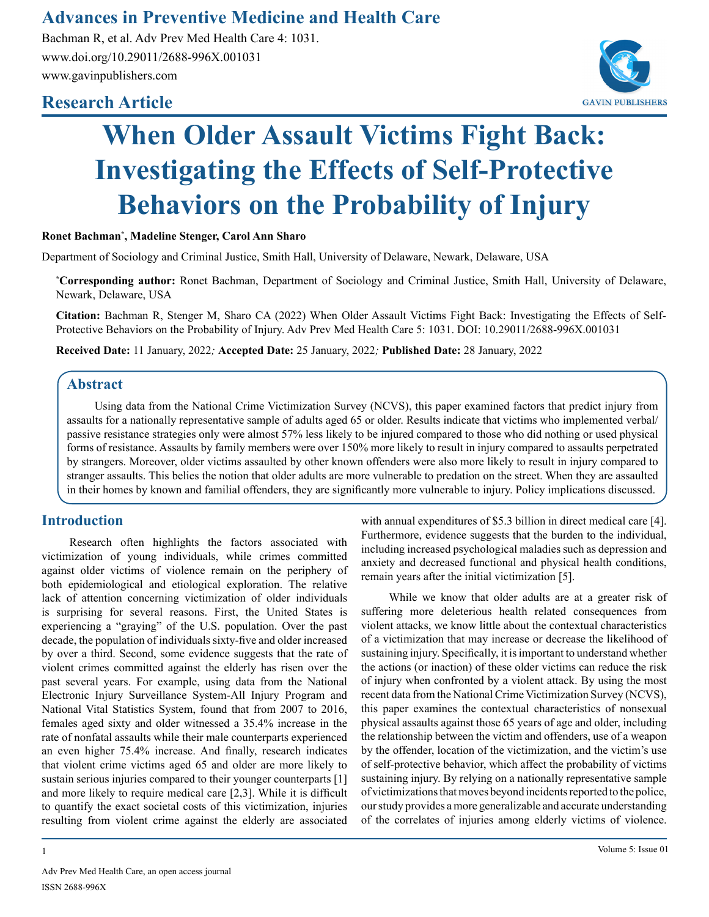Advances in Preventive Medicine and Health Care

Bachman R, et al. Adv Prev Med Health Care 4: 1031.
www.doi.org/10.29011/2688-996X.001031
www.gavinpublishers.com

## Research Article

# When Older Assault Victims Fight Back: Investigating the Effects of Self-Protective Behaviors on the Probability of Injury

**Ronet Bachman\*, Madeline Stenger, Carol Ann Sharo**

Department of Sociology and Criminal Justice, Smith Hall, University of Delaware, Newark, Delaware, USA

**\*Corresponding author:** Ronet Bachman, Department of Sociology and Criminal Justice, Smith Hall, University of Delaware, Newark, Delaware, USA

**Citation:** Bachman R, Stenger M, Sharo CA (2022) When Older Assault Victims Fight Back: Investigating the Effects of Self-Protective Behaviors on the Probability of Injury. Adv Prev Med Health Care 5: 1031. DOI: 10.29011/2688-996X.001031

**Received Date:** 11 January, 2022; **Accepted Date:** 25 January, 2022; **Published Date:** 28 January, 2022

## Abstract

Using data from the National Crime Victimization Survey (NCVS), this paper examined factors that predict injury from assaults for a nationally representative sample of adults aged 65 or older. Results indicate that victims who implemented verbal/passive resistance strategies only were almost 57% less likely to be injured compared to those who did nothing or used physical forms of resistance. Assaults by family members were over 150% more likely to result in injury compared to assaults perpetrated by strangers. Moreover, older victims assaulted by other known offenders were also more likely to result in injury compared to stranger assaults. This belies the notion that older adults are more vulnerable to predation on the street. When they are assaulted in their homes by known and familial offenders, they are significantly more vulnerable to injury. Policy implications discussed.

## Introduction

Research often highlights the factors associated with victimization of young individuals, while crimes committed against older victims of violence remain on the periphery of both epidemiological and etiological exploration. The relative lack of attention concerning victimization of older individuals is surprising for several reasons. First, the United States is experiencing a "graying" of the U.S. population. Over the past decade, the population of individuals sixty-five and older increased by over a third. Second, some evidence suggests that the rate of violent crimes committed against the elderly has risen over the past several years. For example, using data from the National Electronic Injury Surveillance System-All Injury Program and National Vital Statistics System, found that from 2007 to 2016, females aged sixty and older witnessed a 35.4% increase in the rate of nonfatal assaults while their male counterparts experienced an even higher 75.4% increase. And finally, research indicates that violent crime victims aged 65 and older are more likely to sustain serious injuries compared to their younger counterparts [1] and more likely to require medical care [2,3]. While it is difficult to quantify the exact societal costs of this victimization, injuries resulting from violent crime against the elderly are associated with annual expenditures of $5.3 billion in direct medical care [4]. Furthermore, evidence suggests that the burden to the individual, including increased psychological maladies such as depression and anxiety and decreased functional and physical health conditions, remain years after the initial victimization [5].

While we know that older adults are at a greater risk of suffering more deleterious health related consequences from violent attacks, we know little about the contextual characteristics of a victimization that may increase or decrease the likelihood of sustaining injury. Specifically, it is important to understand whether the actions (or inaction) of these older victims can reduce the risk of injury when confronted by a violent attack. By using the most recent data from the National Crime Victimization Survey (NCVS), this paper examines the contextual characteristics of nonsexual physical assaults against those 65 years of age and older, including the relationship between the victim and offenders, use of a weapon by the offender, location of the victimization, and the victim's use of self-protective behavior, which affect the probability of victims sustaining injury. By relying on a nationally representative sample of victimizations that moves beyond incidents reported to the police, our study provides a more generalizable and accurate understanding of the correlates of injuries among elderly victims of violence.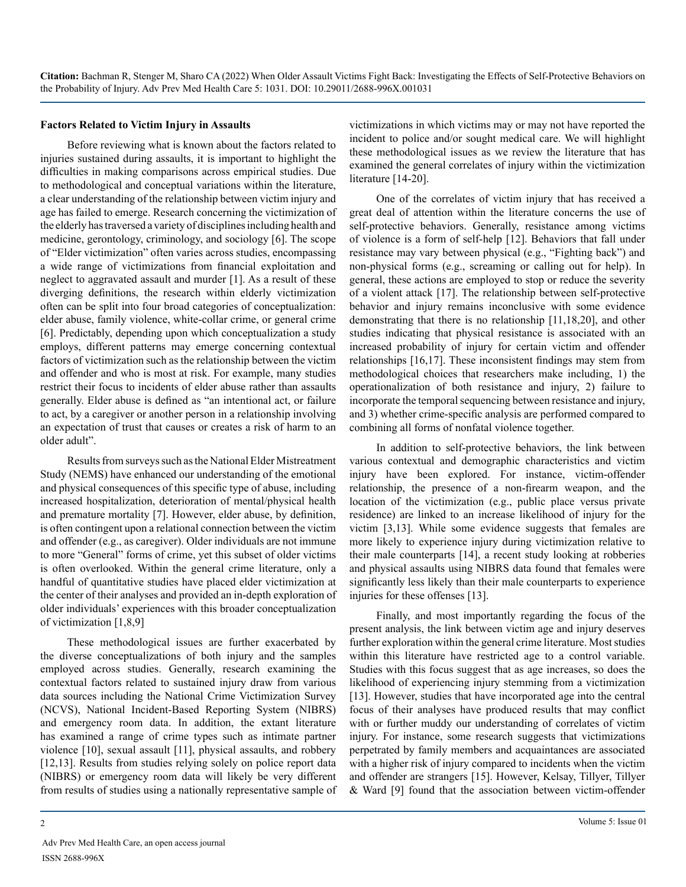## Factors Related to Victim Injury in Assaults

Before reviewing what is known about the factors related to injuries sustained during assaults, it is important to highlight the difficulties in making comparisons across empirical studies. Due to methodological and conceptual variations within the literature, a clear understanding of the relationship between victim injury and age has failed to emerge. Research concerning the victimization of the elderly has traversed a variety of disciplines including health and medicine, gerontology, criminology, and sociology [6]. The scope of "Elder victimization" often varies across studies, encompassing a wide range of victimizations from financial exploitation and neglect to aggravated assault and murder [1]. As a result of these diverging definitions, the research within elderly victimization often can be split into four broad categories of conceptualization: elder abuse, family violence, white-collar crime, or general crime [6]. Predictably, depending upon which conceptualization a study employs, different patterns may emerge concerning contextual factors of victimization such as the relationship between the victim and offender and who is most at risk. For example, many studies restrict their focus to incidents of elder abuse rather than assaults generally. Elder abuse is defined as "an intentional act, or failure to act, by a caregiver or another person in a relationship involving an expectation of trust that causes or creates a risk of harm to an older adult".

Results from surveys such as the National Elder Mistreatment Study (NEMS) have enhanced our understanding of the emotional and physical consequences of this specific type of abuse, including increased hospitalization, deterioration of mental/physical health and premature mortality [7]. However, elder abuse, by definition, is often contingent upon a relational connection between the victim and offender (e.g., as caregiver). Older individuals are not immune to more "General" forms of crime, yet this subset of older victims is often overlooked. Within the general crime literature, only a handful of quantitative studies have placed elder victimization at the center of their analyses and provided an in-depth exploration of older individuals' experiences with this broader conceptualization of victimization [1,8,9]

These methodological issues are further exacerbated by the diverse conceptualizations of both injury and the samples employed across studies. Generally, research examining the contextual factors related to sustained injury draw from various data sources including the National Crime Victimization Survey (NCVS), National Incident-Based Reporting System (NIBRS) and emergency room data. In addition, the extant literature has examined a range of crime types such as intimate partner violence [10], sexual assault [11], physical assaults, and robbery [12,13]. Results from studies relying solely on police report data (NIBRS) or emergency room data will likely be very different from results of studies using a nationally representative sample of victimizations in which victims may or may not have reported the incident to police and/or sought medical care. We will highlight these methodological issues as we review the literature that has examined the general correlates of injury within the victimization literature [14-20].

One of the correlates of victim injury that has received a great deal of attention within the literature concerns the use of self-protective behaviors. Generally, resistance among victims of violence is a form of self-help [12]. Behaviors that fall under resistance may vary between physical (e.g., "Fighting back") and non-physical forms (e.g., screaming or calling out for help). In general, these actions are employed to stop or reduce the severity of a violent attack [17]. The relationship between self-protective behavior and injury remains inconclusive with some evidence demonstrating that there is no relationship [11,18,20], and other studies indicating that physical resistance is associated with an increased probability of injury for certain victim and offender relationships [16,17]. These inconsistent findings may stem from methodological choices that researchers make including, 1) the operationalization of both resistance and injury, 2) failure to incorporate the temporal sequencing between resistance and injury, and 3) whether crime-specific analysis are performed compared to combining all forms of nonfatal violence together.

In addition to self-protective behaviors, the link between various contextual and demographic characteristics and victim injury have been explored. For instance, victim-offender relationship, the presence of a non-firearm weapon, and the location of the victimization (e.g., public place versus private residence) are linked to an increase likelihood of injury for the victim [3,13]. While some evidence suggests that females are more likely to experience injury during victimization relative to their male counterparts [14], a recent study looking at robberies and physical assaults using NIBRS data found that females were significantly less likely than their male counterparts to experience injuries for these offenses [13].

Finally, and most importantly regarding the focus of the present analysis, the link between victim age and injury deserves further exploration within the general crime literature. Most studies within this literature have restricted age to a control variable. Studies with this focus suggest that as age increases, so does the likelihood of experiencing injury stemming from a victimization [13]. However, studies that have incorporated age into the central focus of their analyses have produced results that may conflict with or further muddy our understanding of correlates of victim injury. For instance, some research suggests that victimizations perpetrated by family members and acquaintances are associated with a higher risk of injury compared to incidents when the victim and offender are strangers [15]. However, Kelsay, Tillyer, Tillyer & Ward [9] found that the association between victim-offender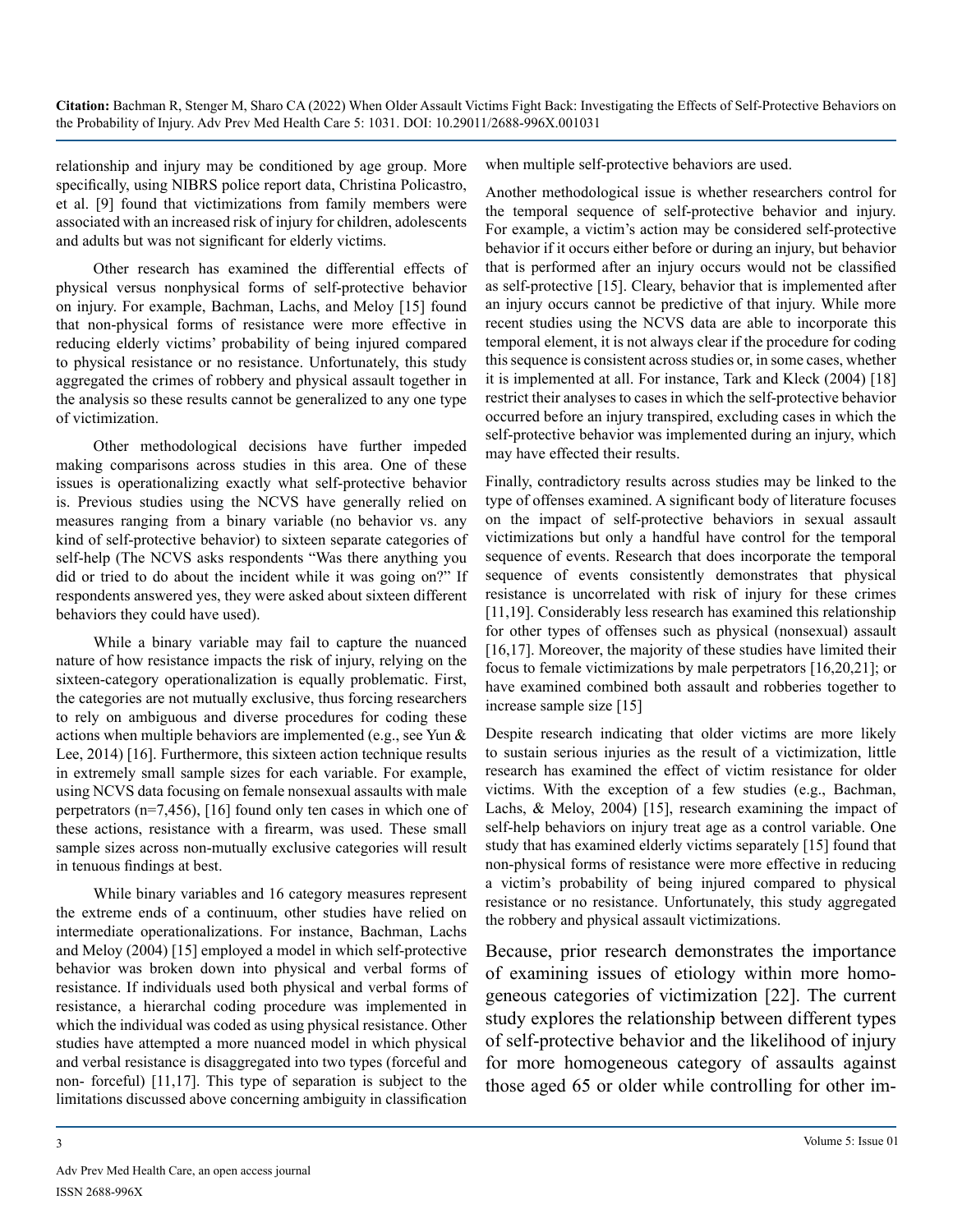relationship and injury may be conditioned by age group. More specifically, using NIBRS police report data, Christina Policastro, et al. [9] found that victimizations from family members were associated with an increased risk of injury for children, adolescents and adults but was not significant for elderly victims.

Other research has examined the differential effects of physical versus nonphysical forms of self-protective behavior on injury. For example, Bachman, Lachs, and Meloy [15] found that non-physical forms of resistance were more effective in reducing elderly victims' probability of being injured compared to physical resistance or no resistance. Unfortunately, this study aggregated the crimes of robbery and physical assault together in the analysis so these results cannot be generalized to any one type of victimization.

Other methodological decisions have further impeded making comparisons across studies in this area. One of these issues is operationalizing exactly what self-protective behavior is. Previous studies using the NCVS have generally relied on measures ranging from a binary variable (no behavior vs. any kind of self-protective behavior) to sixteen separate categories of self-help (The NCVS asks respondents "Was there anything you did or tried to do about the incident while it was going on?" If respondents answered yes, they were asked about sixteen different behaviors they could have used).

While a binary variable may fail to capture the nuanced nature of how resistance impacts the risk of injury, relying on the sixteen-category operationalization is equally problematic. First, the categories are not mutually exclusive, thus forcing researchers to rely on ambiguous and diverse procedures for coding these actions when multiple behaviors are implemented (e.g., see Yun & Lee, 2014) [16]. Furthermore, this sixteen action technique results in extremely small sample sizes for each variable. For example, using NCVS data focusing on female nonsexual assaults with male perpetrators (n=7,456), [16] found only ten cases in which one of these actions, resistance with a firearm, was used. These small sample sizes across non-mutually exclusive categories will result in tenuous findings at best.

While binary variables and 16 category measures represent the extreme ends of a continuum, other studies have relied on intermediate operationalizations. For instance, Bachman, Lachs and Meloy (2004) [15] employed a model in which self-protective behavior was broken down into physical and verbal forms of resistance. If individuals used both physical and verbal forms of resistance, a hierarchal coding procedure was implemented in which the individual was coded as using physical resistance. Other studies have attempted a more nuanced model in which physical and verbal resistance is disaggregated into two types (forceful and non- forceful) [11,17]. This type of separation is subject to the limitations discussed above concerning ambiguity in classification when multiple self-protective behaviors are used.

Another methodological issue is whether researchers control for the temporal sequence of self-protective behavior and injury. For example, a victim's action may be considered self-protective behavior if it occurs either before or during an injury, but behavior that is performed after an injury occurs would not be classified as self-protective [15]. Cleary, behavior that is implemented after an injury occurs cannot be predictive of that injury. While more recent studies using the NCVS data are able to incorporate this temporal element, it is not always clear if the procedure for coding this sequence is consistent across studies or, in some cases, whether it is implemented at all. For instance, Tark and Kleck (2004) [18] restrict their analyses to cases in which the self-protective behavior occurred before an injury transpired, excluding cases in which the self-protective behavior was implemented during an injury, which may have effected their results.

Finally, contradictory results across studies may be linked to the type of offenses examined. A significant body of literature focuses on the impact of self-protective behaviors in sexual assault victimizations but only a handful have control for the temporal sequence of events. Research that does incorporate the temporal sequence of events consistently demonstrates that physical resistance is uncorrelated with risk of injury for these crimes [11,19]. Considerably less research has examined this relationship for other types of offenses such as physical (nonsexual) assault [16,17]. Moreover, the majority of these studies have limited their focus to female victimizations by male perpetrators [16,20,21]; or have examined combined both assault and robberies together to increase sample size [15]

Despite research indicating that older victims are more likely to sustain serious injuries as the result of a victimization, little research has examined the effect of victim resistance for older victims. With the exception of a few studies (e.g., Bachman, Lachs, & Meloy, 2004) [15], research examining the impact of self-help behaviors on injury treat age as a control variable. One study that has examined elderly victims separately [15] found that non-physical forms of resistance were more effective in reducing a victim's probability of being injured compared to physical resistance or no resistance. Unfortunately, this study aggregated the robbery and physical assault victimizations.

Because, prior research demonstrates the importance of examining issues of etiology within more homogeneous categories of victimization [22]. The current study explores the relationship between different types of self-protective behavior and the likelihood of injury for more homogeneous category of assaults against those aged 65 or older while controlling for other im-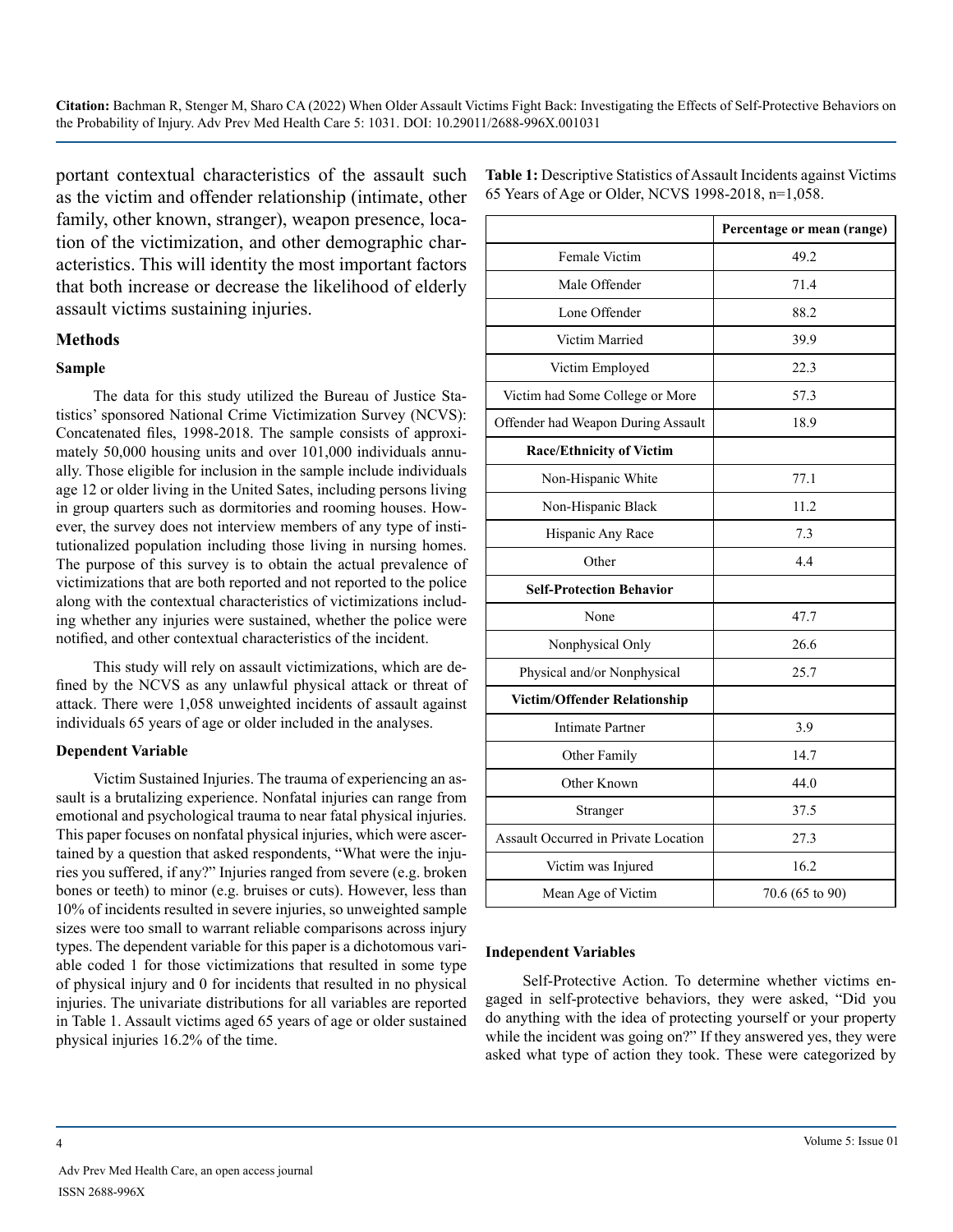portant contextual characteristics of the assault such as the victim and offender relationship (intimate, other family, other known, stranger), weapon presence, location of the victimization, and other demographic characteristics. This will identity the most important factors that both increase or decrease the likelihood of elderly assault victims sustaining injuries.

## Methods

### Sample

The data for this study utilized the Bureau of Justice Statistics' sponsored National Crime Victimization Survey (NCVS): Concatenated files, 1998-2018. The sample consists of approximately 50,000 housing units and over 101,000 individuals annually. Those eligible for inclusion in the sample include individuals age 12 or older living in the United Sates, including persons living in group quarters such as dormitories and rooming houses. However, the survey does not interview members of any type of institutionalized population including those living in nursing homes. The purpose of this survey is to obtain the actual prevalence of victimizations that are both reported and not reported to the police along with the contextual characteristics of victimizations including whether any injuries were sustained, whether the police were notified, and other contextual characteristics of the incident.

This study will rely on assault victimizations, which are defined by the NCVS as any unlawful physical attack or threat of attack. There were 1,058 unweighted incidents of assault against individuals 65 years of age or older included in the analyses.

### Dependent Variable

Victim Sustained Injuries. The trauma of experiencing an assault is a brutalizing experience. Nonfatal injuries can range from emotional and psychological trauma to near fatal physical injuries. This paper focuses on nonfatal physical injuries, which were ascertained by a question that asked respondents, "What were the injuries you suffered, if any?" Injuries ranged from severe (e.g. broken bones or teeth) to minor (e.g. bruises or cuts). However, less than 10% of incidents resulted in severe injuries, so unweighted sample sizes were too small to warrant reliable comparisons across injury types. The dependent variable for this paper is a dichotomous variable coded 1 for those victimizations that resulted in some type of physical injury and 0 for incidents that resulted in no physical injuries. The univariate distributions for all variables are reported in Table 1. Assault victims aged 65 years of age or older sustained physical injuries 16.2% of the time.

**Table 1:** Descriptive Statistics of Assault Incidents against Victims 65 Years of Age or Older, NCVS 1998-2018, n=1,058.

| | Percentage or mean (range) |
|---|---|
| Female Victim | 49.2 |
| Male Offender | 71.4 |
| Lone Offender | 88.2 |
| Victim Married | 39.9 |
| Victim Employed | 22.3 |
| Victim had Some College or More | 57.3 |
| Offender had Weapon During Assault | 18.9 |
| **Race/Ethnicity of Victim** | |
| Non-Hispanic White | 77.1 |
| Non-Hispanic Black | 11.2 |
| Hispanic Any Race | 7.3 |
| Other | 4.4 |
| **Self-Protection Behavior** | |
| None | 47.7 |
| Nonphysical Only | 26.6 |
| Physical and/or Nonphysical | 25.7 |
| **Victim/Offender Relationship** | |
| Intimate Partner | 3.9 |
| Other Family | 14.7 |
| Other Known | 44.0 |
| Stranger | 37.5 |
| Assault Occurred in Private Location | 27.3 |
| Victim was Injured | 16.2 |
| Mean Age of Victim | 70.6 (65 to 90) |

### Independent Variables

Self-Protective Action. To determine whether victims engaged in self-protective behaviors, they were asked, "Did you do anything with the idea of protecting yourself or your property while the incident was going on?" If they answered yes, they were asked what type of action they took. These were categorized by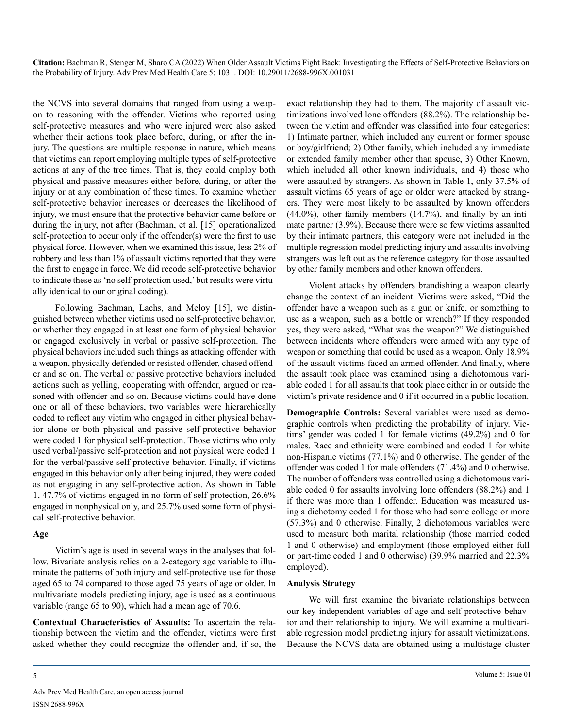the NCVS into several domains that ranged from using a weapon to reasoning with the offender. Victims who reported using self-protective measures and who were injured were also asked whether their actions took place before, during, or after the injury. The questions are multiple response in nature, which means that victims can report employing multiple types of self-protective actions at any of the tree times. That is, they could employ both physical and passive measures either before, during, or after the injury or at any combination of these times. To examine whether self-protective behavior increases or decreases the likelihood of injury, we must ensure that the protective behavior came before or during the injury, not after (Bachman, et al. [15] operationalized self-protection to occur only if the offender(s) were the first to use physical force. However, when we examined this issue, less 2% of robbery and less than 1% of assault victims reported that they were the first to engage in force. We did recode self-protective behavior to indicate these as 'no self-protection used,' but results were virtually identical to our original coding).

Following Bachman, Lachs, and Meloy [15], we distinguished between whether victims used no self-protective behavior, or whether they engaged in at least one form of physical behavior or engaged exclusively in verbal or passive self-protection. The physical behaviors included such things as attacking offender with a weapon, physically defended or resisted offender, chased offender and so on. The verbal or passive protective behaviors included actions such as yelling, cooperating with offender, argued or reasoned with offender and so on. Because victims could have done one or all of these behaviors, two variables were hierarchically coded to reflect any victim who engaged in either physical behavior alone or both physical and passive self-protective behavior were coded 1 for physical self-protection. Those victims who only used verbal/passive self-protection and not physical were coded 1 for the verbal/passive self-protective behavior. Finally, if victims engaged in this behavior only after being injured, they were coded as not engaging in any self-protective action. As shown in Table 1, 47.7% of victims engaged in no form of self-protection, 26.6% engaged in nonphysical only, and 25.7% used some form of physical self-protective behavior.

### Age

Victim's age is used in several ways in the analyses that follow. Bivariate analysis relies on a 2-category age variable to illuminate the patterns of both injury and self-protective use for those aged 65 to 74 compared to those aged 75 years of age or older. In multivariate models predicting injury, age is used as a continuous variable (range 65 to 90), which had a mean age of 70.6.

**Contextual Characteristics of Assaults:** To ascertain the relationship between the victim and the offender, victims were first asked whether they could recognize the offender and, if so, the exact relationship they had to them. The majority of assault victimizations involved lone offenders (88.2%). The relationship between the victim and offender was classified into four categories: 1) Intimate partner, which included any current or former spouse or boy/girlfriend; 2) Other family, which included any immediate or extended family member other than spouse, 3) Other Known, which included all other known individuals, and 4) those who were assaulted by strangers. As shown in Table 1, only 37.5% of assault victims 65 years of age or older were attacked by strangers. They were most likely to be assaulted by known offenders (44.0%), other family members (14.7%), and finally by an intimate partner (3.9%). Because there were so few victims assaulted by their intimate partners, this category were not included in the multiple regression model predicting injury and assaults involving strangers was left out as the reference category for those assaulted by other family members and other known offenders.

Violent attacks by offenders brandishing a weapon clearly change the context of an incident. Victims were asked, "Did the offender have a weapon such as a gun or knife, or something to use as a weapon, such as a bottle or wrench?" If they responded yes, they were asked, "What was the weapon?" We distinguished between incidents where offenders were armed with any type of weapon or something that could be used as a weapon. Only 18.9% of the assault victims faced an armed offender. And finally, where the assault took place was examined using a dichotomous variable coded 1 for all assaults that took place either in or outside the victim's private residence and 0 if it occurred in a public location.

**Demographic Controls:** Several variables were used as demographic controls when predicting the probability of injury. Victims' gender was coded 1 for female victims (49.2%) and 0 for males. Race and ethnicity were combined and coded 1 for white non-Hispanic victims (77.1%) and 0 otherwise. The gender of the offender was coded 1 for male offenders (71.4%) and 0 otherwise. The number of offenders was controlled using a dichotomous variable coded 0 for assaults involving lone offenders (88.2%) and 1 if there was more than 1 offender. Education was measured using a dichotomy coded 1 for those who had some college or more (57.3%) and 0 otherwise. Finally, 2 dichotomous variables were used to measure both marital relationship (those married coded 1 and 0 otherwise) and employment (those employed either full or part-time coded 1 and 0 otherwise) (39.9% married and 22.3% employed).

### Analysis Strategy

We will first examine the bivariate relationships between our key independent variables of age and self-protective behavior and their relationship to injury. We will examine a multivariable regression model predicting injury for assault victimizations. Because the NCVS data are obtained using a multistage cluster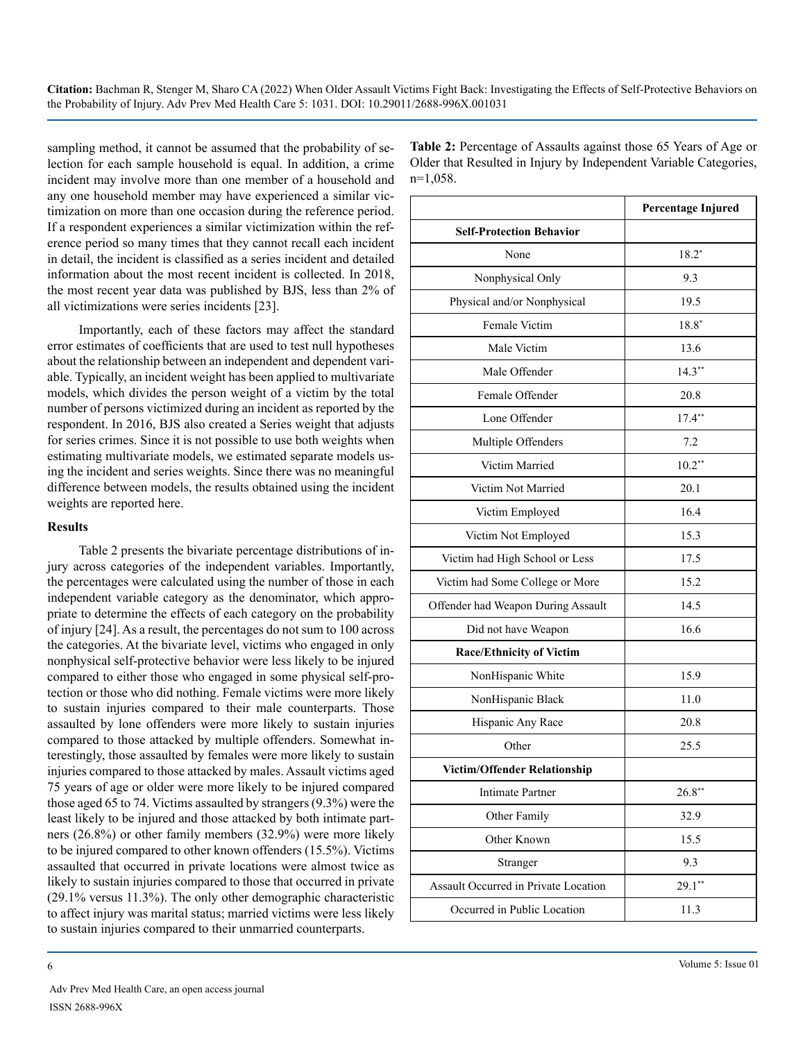sampling method, it cannot be assumed that the probability of selection for each sample household is equal. In addition, a crime incident may involve more than one member of a household and any one household member may have experienced a similar victimization on more than one occasion during the reference period. If a respondent experiences a similar victimization within the reference period so many times that they cannot recall each incident in detail, the incident is classified as a series incident and detailed information about the most recent incident is collected. In 2018, the most recent year data was published by BJS, less than 2% of all victimizations were series incidents [23].

Importantly, each of these factors may affect the standard error estimates of coefficients that are used to test null hypotheses about the relationship between an independent and dependent variable. Typically, an incident weight has been applied to multivariate models, which divides the person weight of a victim by the total number of persons victimized during an incident as reported by the respondent. In 2016, BJS also created a Series weight that adjusts for series crimes. Since it is not possible to use both weights when estimating multivariate models, we estimated separate models using the incident and series weights. Since there was no meaningful difference between models, the results obtained using the incident weights are reported here.

## Results

Table 2 presents the bivariate percentage distributions of injury across categories of the independent variables. Importantly, the percentages were calculated using the number of those in each independent variable category as the denominator, which appropriate to determine the effects of each category on the probability of injury [24]. As a result, the percentages do not sum to 100 across the categories. At the bivariate level, victims who engaged in only nonphysical self-protective behavior were less likely to be injured compared to either those who engaged in some physical self-protection or those who did nothing. Female victims were more likely to sustain injuries compared to their male counterparts. Those assaulted by lone offenders were more likely to sustain injuries compared to those attacked by multiple offenders. Somewhat interestingly, those assaulted by females were more likely to sustain injuries compared to those attacked by males. Assault victims aged 75 years of age or older were more likely to be injured compared those aged 65 to 74. Victims assaulted by strangers (9.3%) were the least likely to be injured and those attacked by both intimate partners (26.8%) or other family members (32.9%) were more likely to be injured compared to other known offenders (15.5%). Victims assaulted that occurred in private locations were almost twice as likely to sustain injuries compared to those that occurred in private (29.1% versus 11.3%). The only other demographic characteristic to affect injury was marital status; married victims were less likely to sustain injuries compared to their unmarried counterparts.

**Table 2:** Percentage of Assaults against those 65 Years of Age or Older that Resulted in Injury by Independent Variable Categories, n=1,058.

| | Percentage Injured |
|---|---|
| **Self-Protection Behavior** | |
| None | 18.2* |
| Nonphysical Only | 9.3 |
| Physical and/or Nonphysical | 19.5 |
| Female Victim | 18.8* |
| Male Victim | 13.6 |
| Male Offender | 14.3** |
| Female Offender | 20.8 |
| Lone Offender | 17.4** |
| Multiple Offenders | 7.2 |
| Victim Married | 10.2** |
| Victim Not Married | 20.1 |
| Victim Employed | 16.4 |
| Victim Not Employed | 15.3 |
| Victim had High School or Less | 17.5 |
| Victim had Some College or More | 15.2 |
| Offender had Weapon During Assault | 14.5 |
| Did not have Weapon | 16.6 |
| **Race/Ethnicity of Victim** | |
| NonHispanic White | 15.9 |
| NonHispanic Black | 11.0 |
| Hispanic Any Race | 20.8 |
| Other | 25.5 |
| **Victim/Offender Relationship** | |
| Intimate Partner | 26.8** |
| Other Family | 32.9 |
| Other Known | 15.5 |
| Stranger | 9.3 |
| Assault Occurred in Private Location | 29.1** |
| Occurred in Public Location | 11.3 |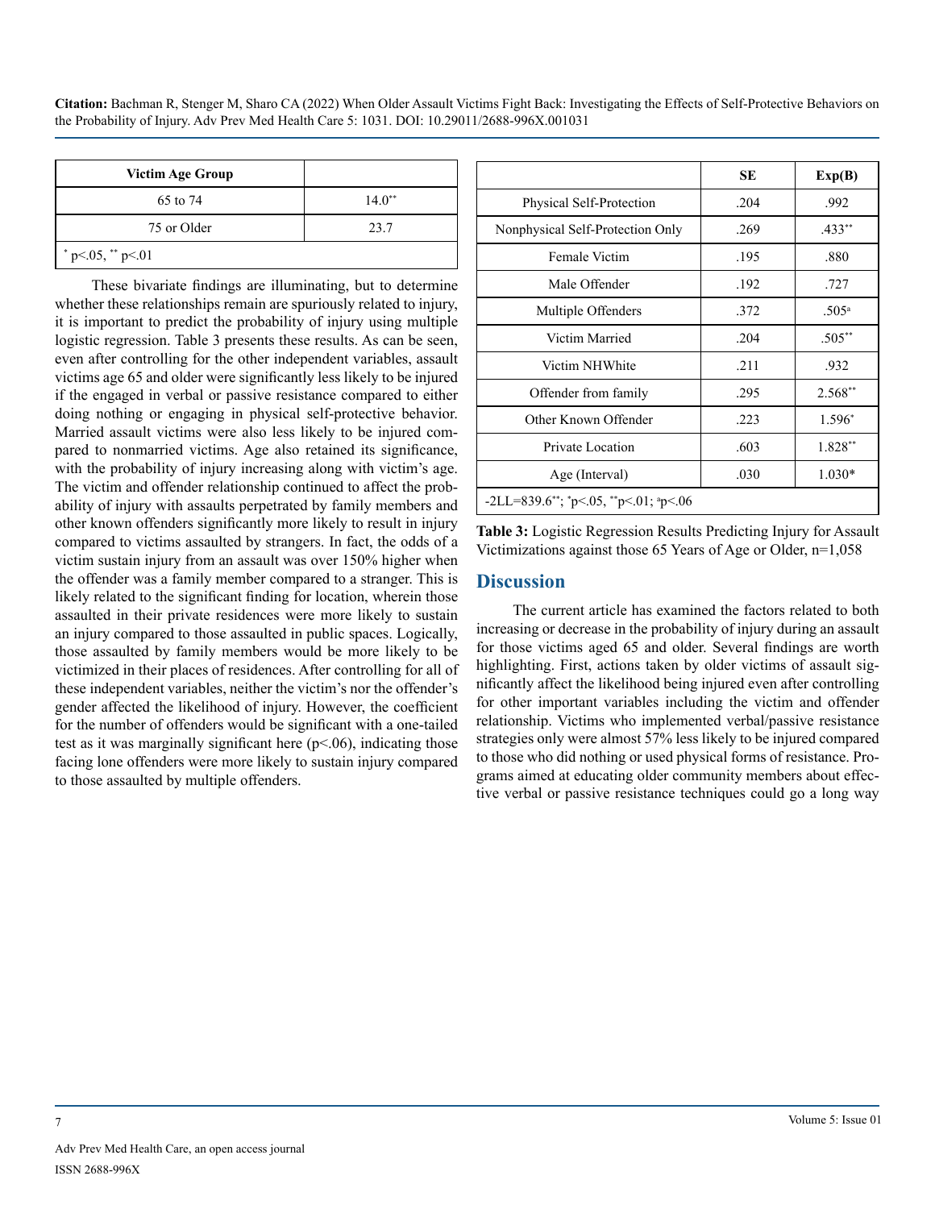| Victim Age Group | |
|---|---|
| 65 to 74 | 14.0** |
| 75 or Older | 23.7 |
| * p<.05, ** p<.01 | |

These bivariate findings are illuminating, but to determine whether these relationships remain are spuriously related to injury, it is important to predict the probability of injury using multiple logistic regression. Table 3 presents these results. As can be seen, even after controlling for the other independent variables, assault victims age 65 and older were significantly less likely to be injured if the engaged in verbal or passive resistance compared to either doing nothing or engaging in physical self-protective behavior. Married assault victims were also less likely to be injured compared to nonmarried victims. Age also retained its significance, with the probability of injury increasing along with victim's age. The victim and offender relationship continued to affect the probability of injury with assaults perpetrated by family members and other known offenders significantly more likely to result in injury compared to victims assaulted by strangers. In fact, the odds of a victim sustain injury from an assault was over 150% higher when the offender was a family member compared to a stranger. This is likely related to the significant finding for location, wherein those assaulted in their private residences were more likely to sustain an injury compared to those assaulted in public spaces. Logically, those assaulted by family members would be more likely to be victimized in their places of residences. After controlling for all of these independent variables, neither the victim's nor the offender's gender affected the likelihood of injury. However, the coefficient for the number of offenders would be significant with a one-tailed test as it was marginally significant here (p<.06), indicating those facing lone offenders were more likely to sustain injury compared to those assaulted by multiple offenders.

| | SE | Exp(B) |
|---|---|---|
| Physical Self-Protection | .204 | .992 |
| Nonphysical Self-Protection Only | .269 | .433** |
| Female Victim | .195 | .880 |
| Male Offender | .192 | .727 |
| Multiple Offenders | .372 | .505[a] |
| Victim Married | .204 | .505** |
| Victim NHWhite | .211 | .932 |
| Offender from family | .295 | 2.568** |
| Other Known Offender | .223 | 1.596* |
| Private Location | .603 | 1.828** |
| Age (Interval) | .030 | 1.030* |
| -2LL=839.6**; *p<.05, **p<.01; [a]p<.06 | | |

**Table 3:** Logistic Regression Results Predicting Injury for Assault Victimizations against those 65 Years of Age or Older, n=1,058

## Discussion

The current article has examined the factors related to both increasing or decrease in the probability of injury during an assault for those victims aged 65 and older. Several findings are worth highlighting. First, actions taken by older victims of assault significantly affect the likelihood being injured even after controlling for other important variables including the victim and offender relationship. Victims who implemented verbal/passive resistance strategies only were almost 57% less likely to be injured compared to those who did nothing or used physical forms of resistance. Programs aimed at educating older community members about effective verbal or passive resistance techniques could go a long way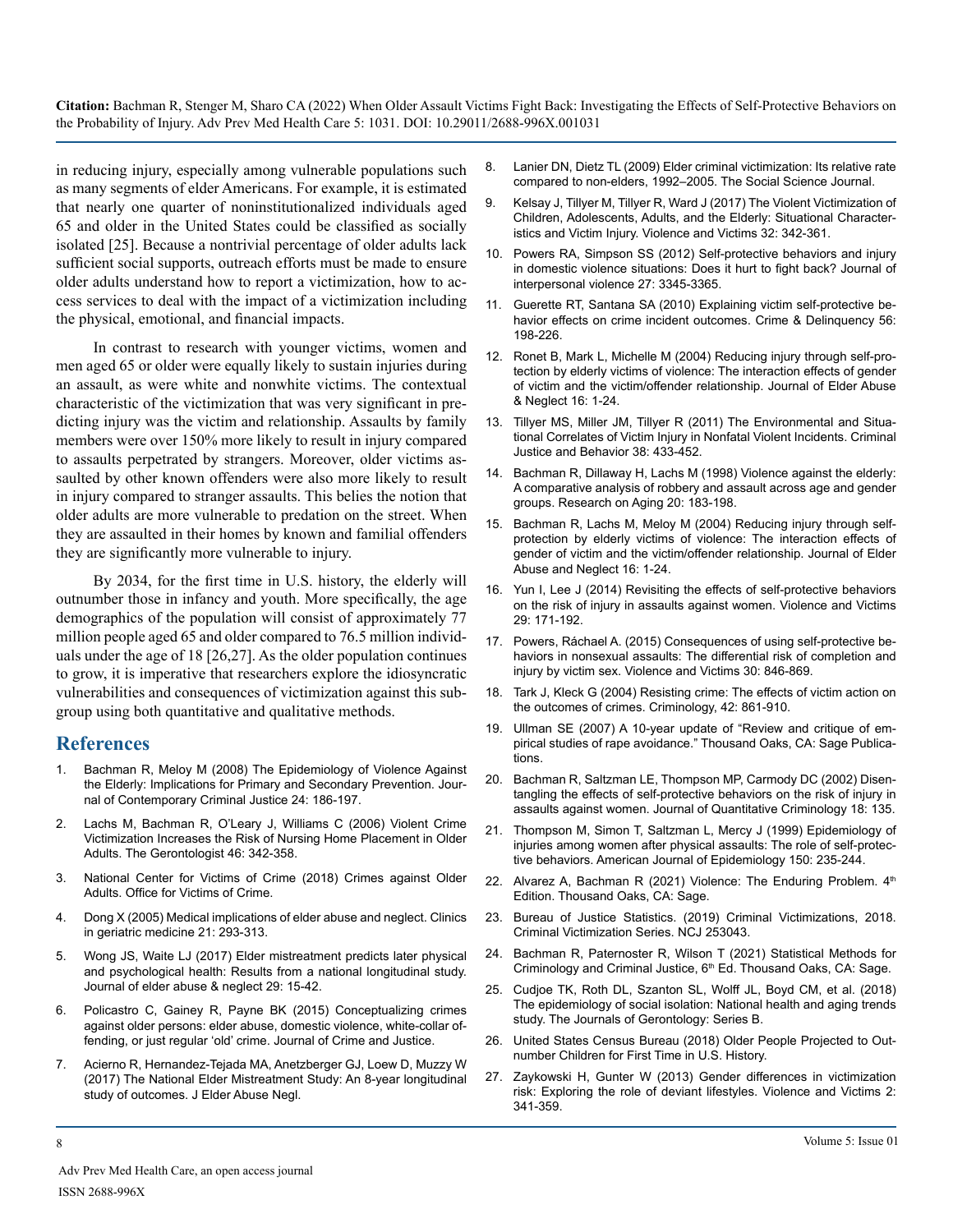in reducing injury, especially among vulnerable populations such as many segments of elder Americans. For example, it is estimated that nearly one quarter of noninstitutionalized individuals aged 65 and older in the United States could be classified as socially isolated [25]. Because a nontrivial percentage of older adults lack sufficient social supports, outreach efforts must be made to ensure older adults understand how to report a victimization, how to access services to deal with the impact of a victimization including the physical, emotional, and financial impacts.

In contrast to research with younger victims, women and men aged 65 or older were equally likely to sustain injuries during an assault, as were white and nonwhite victims. The contextual characteristic of the victimization that was very significant in predicting injury was the victim and relationship. Assaults by family members were over 150% more likely to result in injury compared to assaults perpetrated by strangers. Moreover, older victims assaulted by other known offenders were also more likely to result in injury compared to stranger assaults. This belies the notion that older adults are more vulnerable to predation on the street. When they are assaulted in their homes by known and familial offenders they are significantly more vulnerable to injury.

By 2034, for the first time in U.S. history, the elderly will outnumber those in infancy and youth. More specifically, the age demographics of the population will consist of approximately 77 million people aged 65 and older compared to 76.5 million individuals under the age of 18 [26,27]. As the older population continues to grow, it is imperative that researchers explore the idiosyncratic vulnerabilities and consequences of victimization against this subgroup using both quantitative and qualitative methods.

## References

1. Bachman R, Meloy M (2008) The Epidemiology of Violence Against the Elderly: Implications for Primary and Secondary Prevention. Journal of Contemporary Criminal Justice 24: 186-197.
2. Lachs M, Bachman R, O'Leary J, Williams C (2006) Violent Crime Victimization Increases the Risk of Nursing Home Placement in Older Adults. The Gerontologist 46: 342-358.
3. National Center for Victims of Crime (2018) Crimes against Older Adults. Office for Victims of Crime.
4. Dong X (2005) Medical implications of elder abuse and neglect. Clinics in geriatric medicine 21: 293-313.
5. Wong JS, Waite LJ (2017) Elder mistreatment predicts later physical and psychological health: Results from a national longitudinal study. Journal of elder abuse & neglect 29: 15-42.
6. Policastro C, Gainey R, Payne BK (2015) Conceptualizing crimes against older persons: elder abuse, domestic violence, white-collar offending, or just regular 'old' crime. Journal of Crime and Justice.
7. Acierno R, Hernandez-Tejada MA, Anetzberger GJ, Loew D, Muzzy W (2017) The National Elder Mistreatment Study: An 8-year longitudinal study of outcomes. J Elder Abuse Negl.
8. Lanier DN, Dietz TL (2009) Elder criminal victimization: Its relative rate compared to non-elders, 1992–2005. The Social Science Journal.
9. Kelsay J, Tillyer M, Tillyer R, Ward J (2017) The Violent Victimization of Children, Adolescents, Adults, and the Elderly: Situational Characteristics and Victim Injury. Violence and Victims 32: 342-361.
10. Powers RA, Simpson SS (2012) Self-protective behaviors and injury in domestic violence situations: Does it hurt to fight back? Journal of interpersonal violence 27: 3345-3365.
11. Guerette RT, Santana SA (2010) Explaining victim self-protective behavior effects on crime incident outcomes. Crime & Delinquency 56: 198-226.
12. Ronet B, Mark L, Michelle M (2004) Reducing injury through self-protection by elderly victims of violence: The interaction effects of gender of victim and the victim/offender relationship. Journal of Elder Abuse & Neglect 16: 1-24.
13. Tillyer MS, Miller JM, Tillyer R (2011) The Environmental and Situational Correlates of Victim Injury in Nonfatal Violent Incidents. Criminal Justice and Behavior 38: 433-452.
14. Bachman R, Dillaway H, Lachs M (1998) Violence against the elderly: A comparative analysis of robbery and assault across age and gender groups. Research on Aging 20: 183-198.
15. Bachman R, Lachs M, Meloy M (2004) Reducing injury through self-protection by elderly victims of violence: The interaction effects of gender of victim and the victim/offender relationship. Journal of Elder Abuse and Neglect 16: 1-24.
16. Yun I, Lee J (2014) Revisiting the effects of self-protective behaviors on the risk of injury in assaults against women. Violence and Victims 29: 171-192.
17. Powers, Ráchael A. (2015) Consequences of using self-protective behaviors in nonsexual assaults: The differential risk of completion and injury by victim sex. Violence and Victims 30: 846-869.
18. Tark J, Kleck G (2004) Resisting crime: The effects of victim action on the outcomes of crimes. Criminology, 42: 861-910.
19. Ullman SE (2007) A 10-year update of "Review and critique of empirical studies of rape avoidance." Thousand Oaks, CA: Sage Publications.
20. Bachman R, Saltzman LE, Thompson MP, Carmody DC (2002) Disentangling the effects of self-protective behaviors on the risk of injury in assaults against women. Journal of Quantitative Criminology 18: 135.
21. Thompson M, Simon T, Saltzman L, Mercy J (1999) Epidemiology of injuries among women after physical assaults: The role of self-protective behaviors. American Journal of Epidemiology 150: 235-244.
22. Alvarez A, Bachman R (2021) Violence: The Enduring Problem. 4th Edition. Thousand Oaks, CA: Sage.
23. Bureau of Justice Statistics. (2019) Criminal Victimizations, 2018. Criminal Victimization Series. NCJ 253043.
24. Bachman R, Paternoster R, Wilson T (2021) Statistical Methods for Criminology and Criminal Justice, 6th Ed. Thousand Oaks, CA: Sage.
25. Cudjoe TK, Roth DL, Szanton SL, Wolff JL, Boyd CM, et al. (2018) The epidemiology of social isolation: National health and aging trends study. The Journals of Gerontology: Series B.
26. United States Census Bureau (2018) Older People Projected to Outnumber Children for First Time in U.S. History.
27. Zaykowski H, Gunter W (2013) Gender differences in victimization risk: Exploring the role of deviant lifestyles. Violence and Victims 2: 341-359.